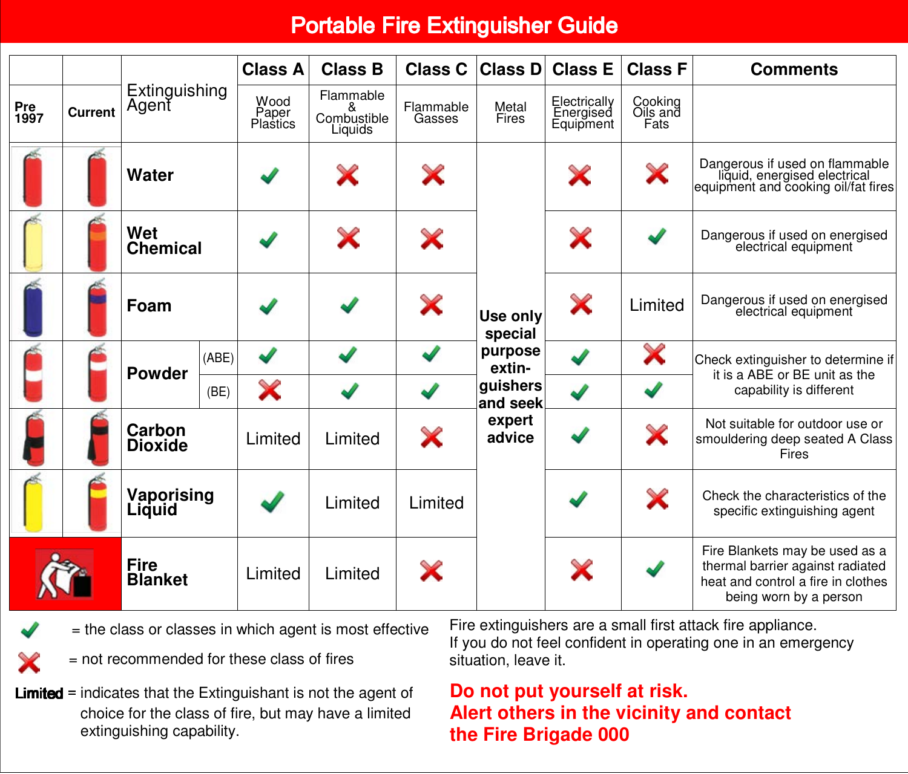# Portable Fire Extinguisher Guide

| Pre 1997 | Current | Extinguishing Agent | | Class A | Class B | Class C | Class D | Class E | Class F | Comments |
|---|---|---|---|---|---|---|---|---|---|---|
| | | | | Wood Paper Plastics | Flammable & Combustible Liquids | Flammable Gasses | Metal Fires | Electrically Energised Equipment | Cooking Oils and Fats | |
| | | **Water** | | ✔ | ✘ | ✘ | **Use only special purpose extin-guishers and seek expert advice** | ✘ | ✘ | Dangerous if used on flammable liquid, energised electrical equipment and cooking oil/fat fires |
| | | **Wet Chemical** | | ✔ | ✘ | ✘ | | ✘ | ✔ | Dangerous if used on energised electrical equipment |
| | | **Foam** | | ✔ | ✔ | ✘ | | ✘ | Limited | Dangerous if used on energised electrical equipment |
| | | **Powder** | (ABE) | ✔ | ✔ | ✔ | | ✔ | ✘ | Check extinguisher to determine if it is a ABE or BE unit as the capability is different |
| | | | (BE) | ✘ | ✔ | ✔ | | ✔ | ✔ | |
| | | **Carbon Dioxide** | | Limited | Limited | ✘ | | ✔ | ✘ | Not suitable for outdoor use or smouldering deep seated A Class Fires |
| | | **Vaporising Liquid** | | ✔ | Limited | Limited | | ✔ | ✘ | Check the characteristics of the specific extinguishing agent |
| | | **Fire Blanket** | | Limited | Limited | ✘ | | ✘ | ✔ | Fire Blankets may be used as a thermal barrier against radiated heat and control a fire in clothes being worn by a person |

✔ = the class or classes in which agent is most effective

✘ = not recommended for these class of fires

**Limited** = indicates that the Extinguishant is not the agent of choice for the class of fire, but may have a limited extinguishing capability.

Fire extinguishers are a small first attack fire appliance. If you do not feel confident in operating one in an emergency situation, leave it.

**Do not put yourself at risk.**
**Alert others in the vicinity and contact the Fire Brigade 000**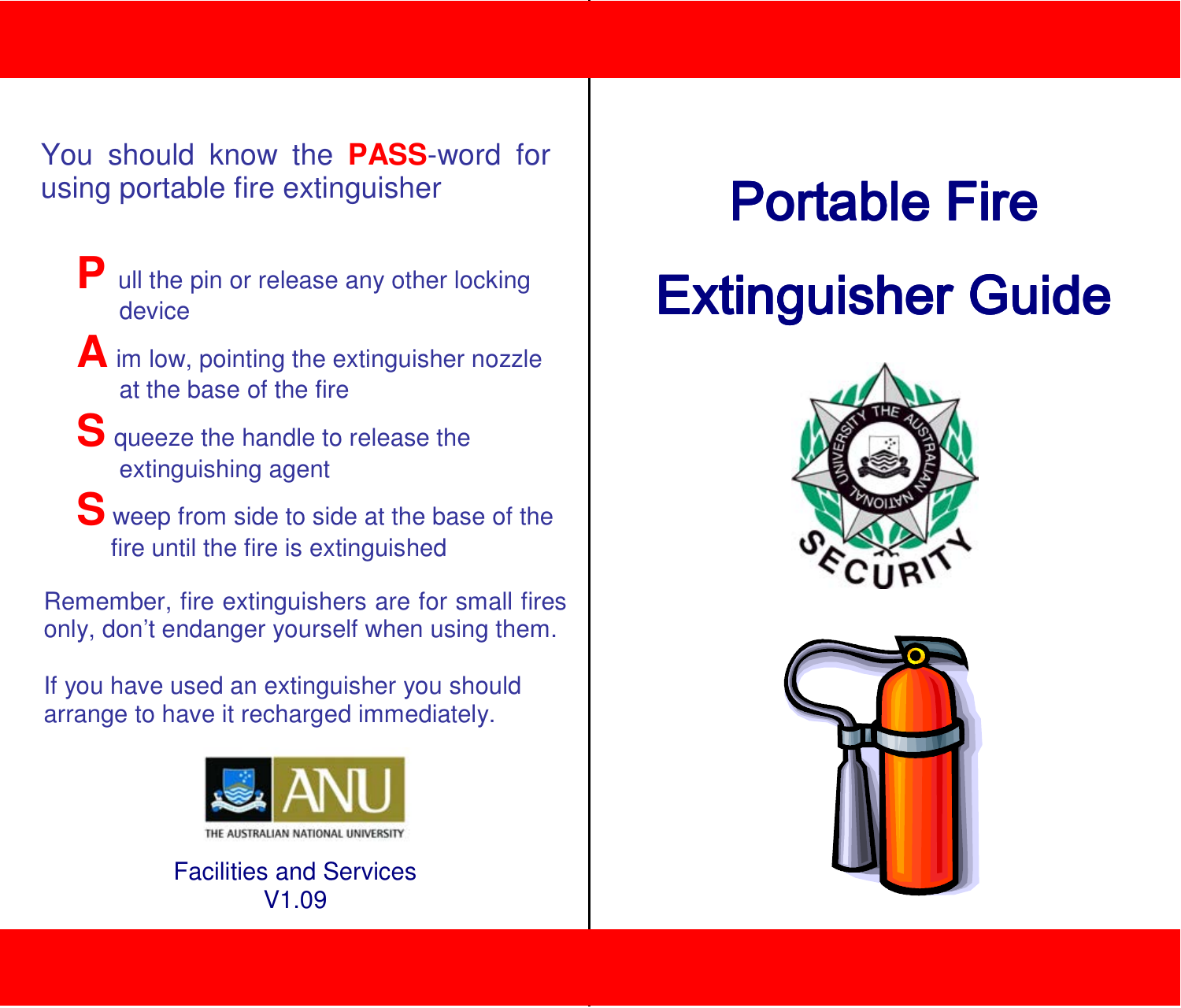You should know the **PASS**-word for using portable fire extinguisher

- **P**ull the pin or release any other locking device
- **A**im low, pointing the extinguisher nozzle at the base of the fire
- **S**queeze the handle to release the extinguishing agent
- **S**weep from side to side at the base of the fire until the fire is extinguished

Remember, fire extinguishers are for small fires only, don't endanger yourself when using them.

If you have used an extinguisher you should arrange to have it recharged immediately.

ANU
THE AUSTRALIAN NATIONAL UNIVERSITY

Facilities and Services
V1.09

# Portable Fire Extinguisher Guide

THE AUSTRALIAN NATIONAL UNIVERSITY
SECURITY